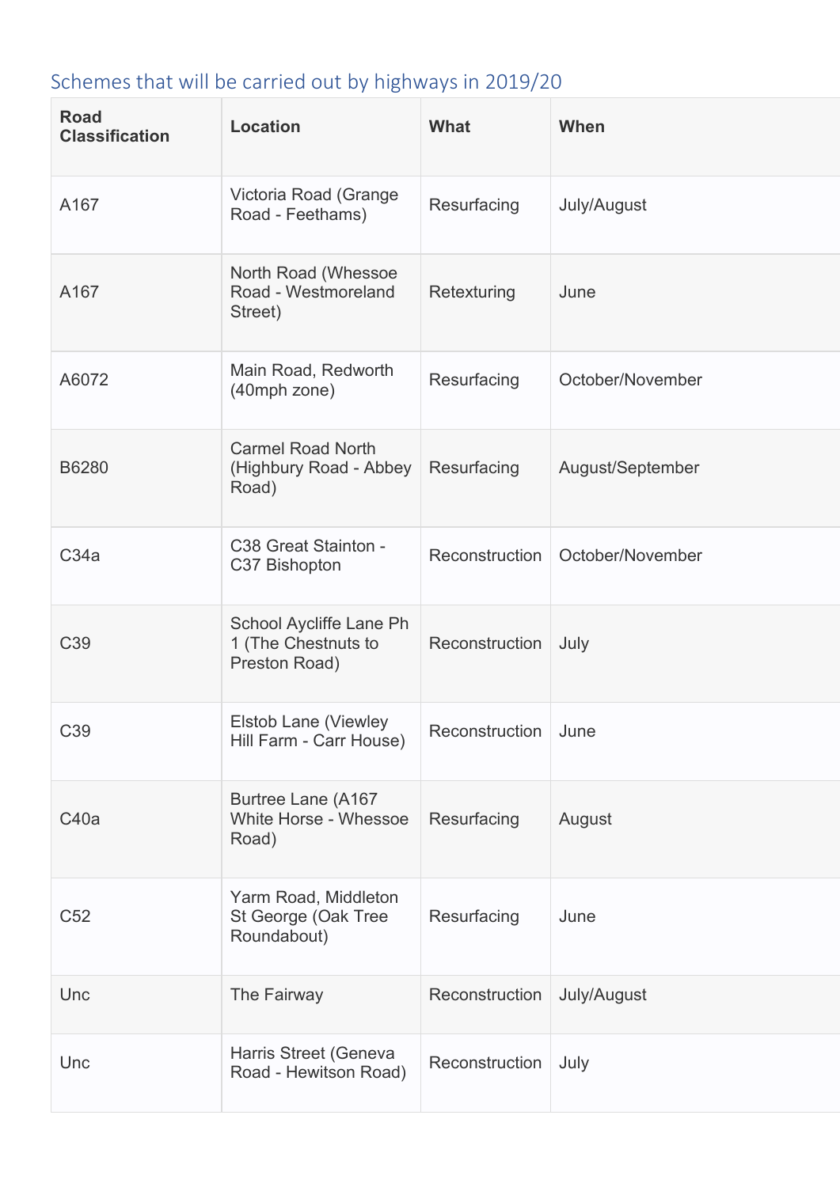## Schemes that will be carried out by highways in 2019/20

| Road Classification | Location | What | When |
| --- | --- | --- | --- |
| A167 | Victoria Road (Grange Road - Feethams) | Resurfacing | July/August |
| A167 | North Road (Whessoe Road - Westmoreland Street) | Retexturing | June |
| A6072 | Main Road, Redworth (40mph zone) | Resurfacing | October/November |
| B6280 | Carmel Road North (Highbury Road - Abbey Road) | Resurfacing | August/September |
| C34a | C38 Great Stainton - C37 Bishopton | Reconstruction | October/November |
| C39 | School Aycliffe Lane Ph 1 (The Chestnuts to Preston Road) | Reconstruction | July |
| C39 | Elstob Lane (Viewley Hill Farm - Carr House) | Reconstruction | June |
| C40a | Burtree Lane (A167 White Horse - Whessoe Road) | Resurfacing | August |
| C52 | Yarm Road, Middleton St George (Oak Tree Roundabout) | Resurfacing | June |
| Unc | The Fairway | Reconstruction | July/August |
| Unc | Harris Street (Geneva Road - Hewitson Road) | Reconstruction | July |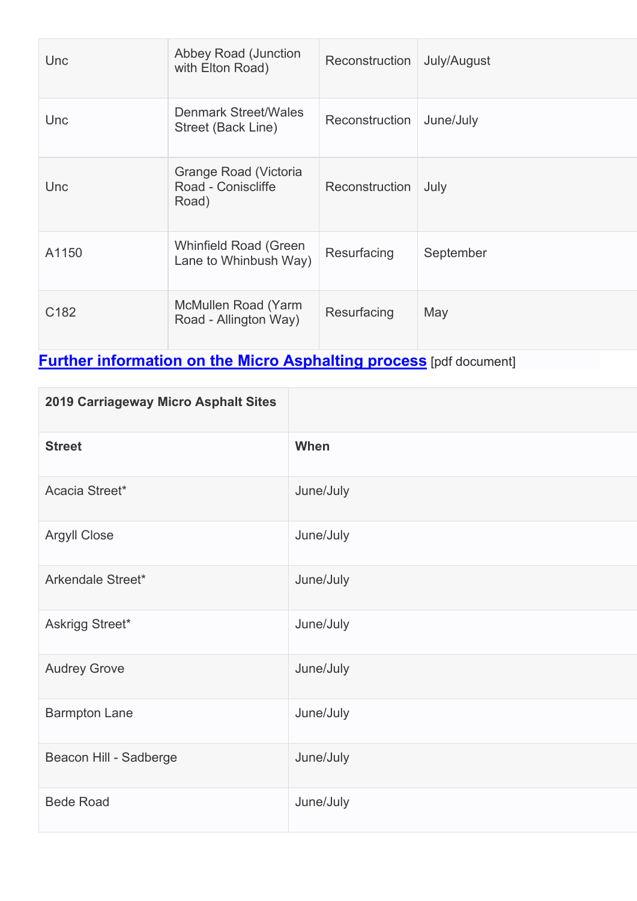| | | | |
|---|---|---|---|
| Unc | Abbey Road (Junction with Elton Road) | Reconstruction | July/August |
| Unc | Denmark Street/Wales Street (Back Line) | Reconstruction | June/July |
| Unc | Grange Road (Victoria Road - Coniscliffe Road) | Reconstruction | July |
| A1150 | Whinfield Road (Green Lane to Whinbush Way) | Resurfacing | September |
| C182 | McMullen Road (Yarm Road - Allington Way) | Resurfacing | May |

**Further information on the Micro Asphalting process** [pdf document]

| **2019 Carriageway Micro Asphalt Sites** | |
|---|---|
| **Street** | **When** |
| Acacia Street* | June/July |
| Argyll Close | June/July |
| Arkendale Street* | June/July |
| Askrigg Street* | June/July |
| Audrey Grove | June/July |
| Barmpton Lane | June/July |
| Beacon Hill - Sadberge | June/July |
| Bede Road | June/July |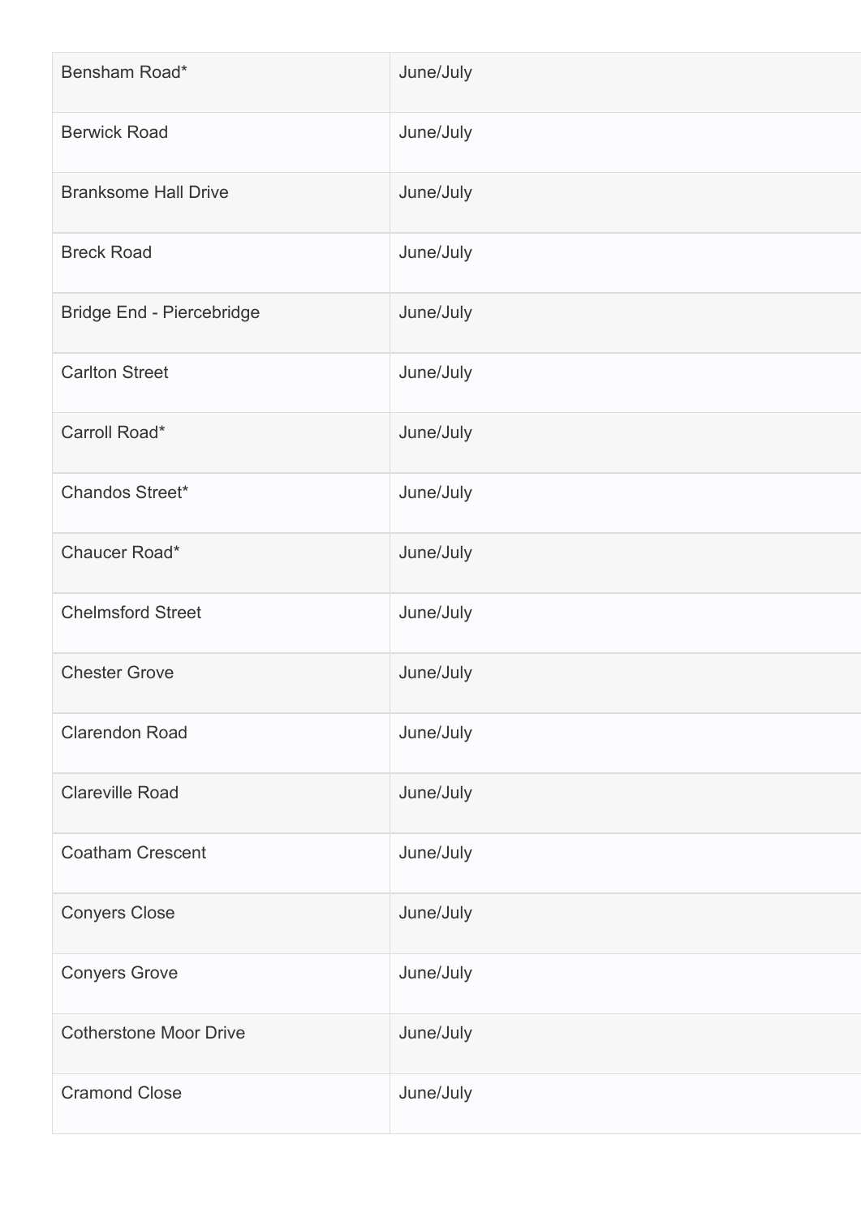| Bensham Road* | June/July |
| --- | --- |
| Berwick Road | June/July |
| Branksome Hall Drive | June/July |
| Breck Road | June/July |
| Bridge End - Piercebridge | June/July |
| Carlton Street | June/July |
| Carroll Road* | June/July |
| Chandos Street* | June/July |
| Chaucer Road* | June/July |
| Chelmsford Street | June/July |
| Chester Grove | June/July |
| Clarendon Road | June/July |
| Clareville Road | June/July |
| Coatham Crescent | June/July |
| Conyers Close | June/July |
| Conyers Grove | June/July |
| Cotherstone Moor Drive | June/July |
| Cramond Close | June/July |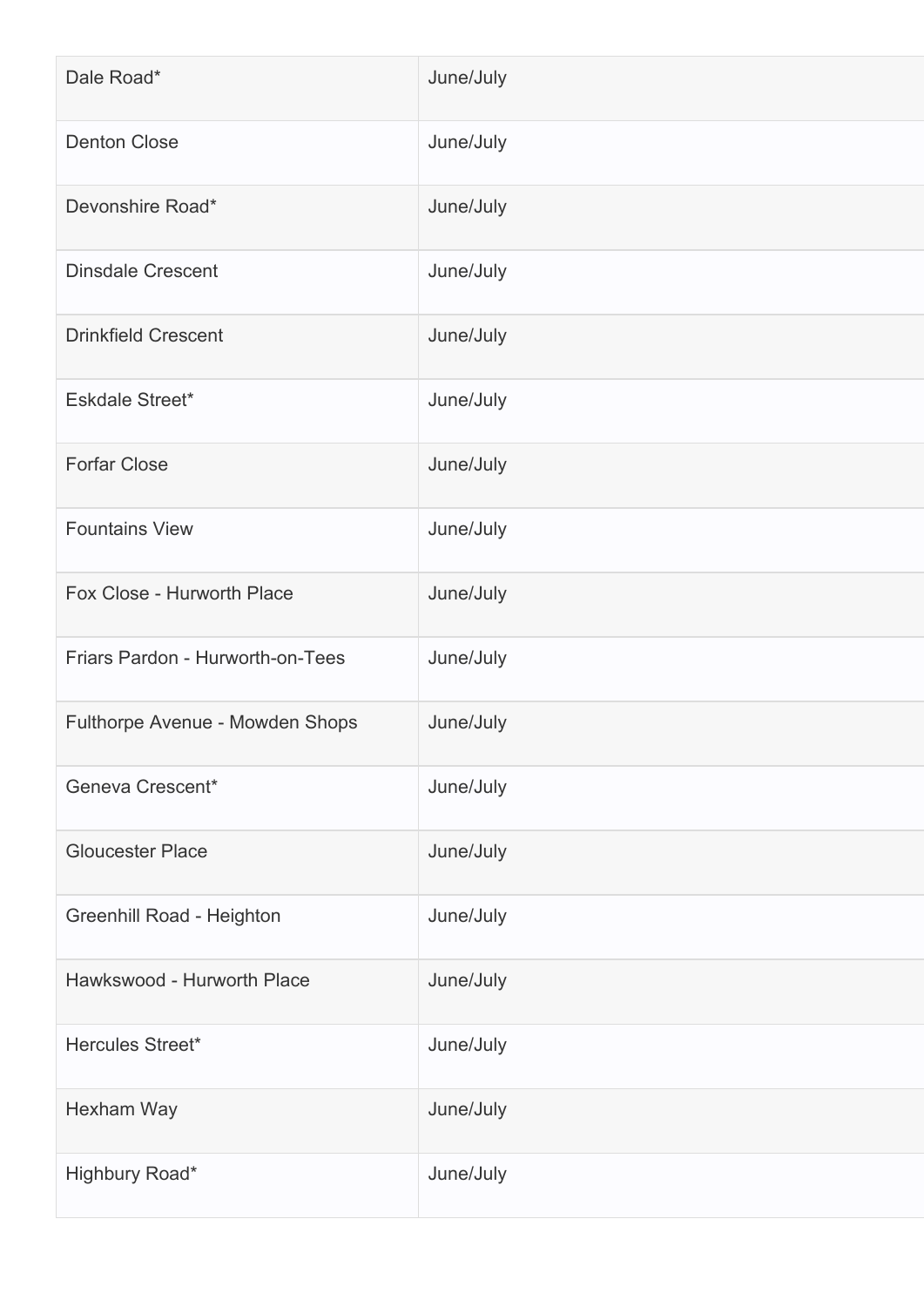| | |
|---|---|
| Dale Road* | June/July |
| Denton Close | June/July |
| Devonshire Road* | June/July |
| Dinsdale Crescent | June/July |
| Drinkfield Crescent | June/July |
| Eskdale Street* | June/July |
| Forfar Close | June/July |
| Fountains View | June/July |
| Fox Close - Hurworth Place | June/July |
| Friars Pardon - Hurworth-on-Tees | June/July |
| Fulthorpe Avenue - Mowden Shops | June/July |
| Geneva Crescent* | June/July |
| Gloucester Place | June/July |
| Greenhill Road - Heighton | June/July |
| Hawkswood - Hurworth Place | June/July |
| Hercules Street* | June/July |
| Hexham Way | June/July |
| Highbury Road* | June/July |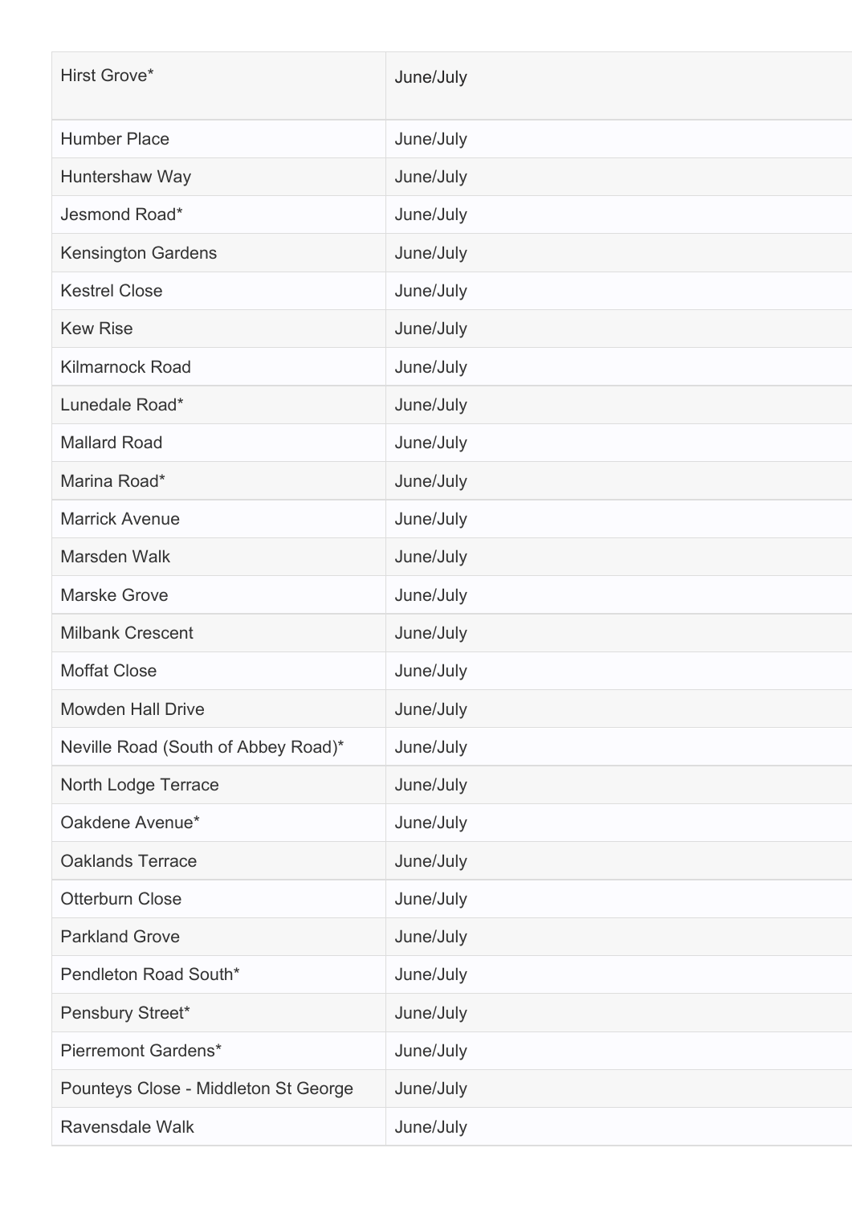| Hirst Grove* | June/July |
| --- | --- |
| Humber Place | June/July |
| Huntershaw Way | June/July |
| Jesmond Road* | June/July |
| Kensington Gardens | June/July |
| Kestrel Close | June/July |
| Kew Rise | June/July |
| Kilmarnock Road | June/July |
| Lunedale Road* | June/July |
| Mallard Road | June/July |
| Marina Road* | June/July |
| Marrick Avenue | June/July |
| Marsden Walk | June/July |
| Marske Grove | June/July |
| Milbank Crescent | June/July |
| Moffat Close | June/July |
| Mowden Hall Drive | June/July |
| Neville Road (South of Abbey Road)* | June/July |
| North Lodge Terrace | June/July |
| Oakdene Avenue* | June/July |
| Oaklands Terrace | June/July |
| Otterburn Close | June/July |
| Parkland Grove | June/July |
| Pendleton Road South* | June/July |
| Pensbury Street* | June/July |
| Pierremont Gardens* | June/July |
| Pounteys Close - Middleton St George | June/July |
| Ravensdale Walk | June/July |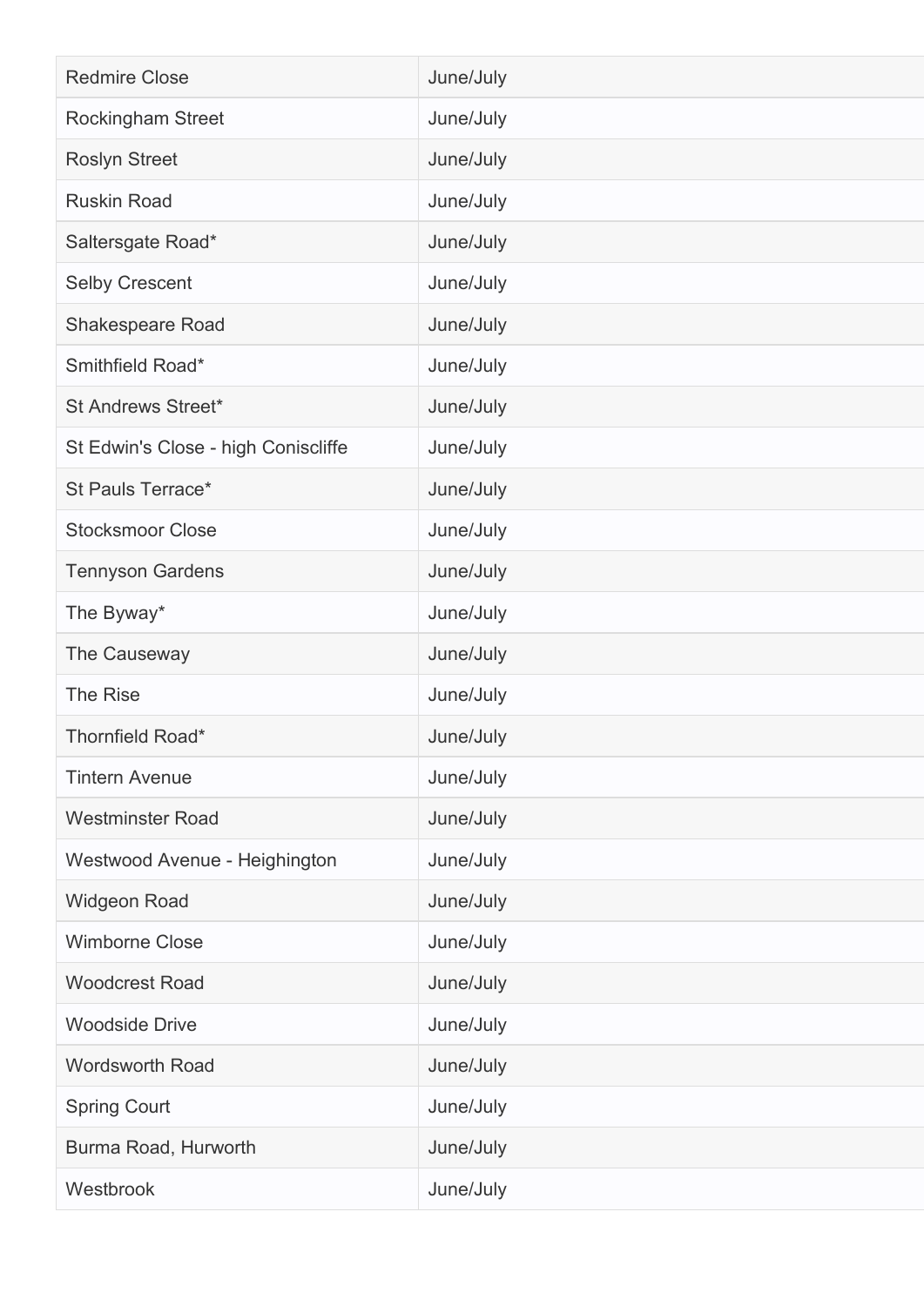| Redmire Close | June/July |
|---|---|
| Rockingham Street | June/July |
| Roslyn Street | June/July |
| Ruskin Road | June/July |
| Saltersgate Road* | June/July |
| Selby Crescent | June/July |
| Shakespeare Road | June/July |
| Smithfield Road* | June/July |
| St Andrews Street* | June/July |
| St Edwin's Close - high Coniscliffe | June/July |
| St Pauls Terrace* | June/July |
| Stocksmoor Close | June/July |
| Tennyson Gardens | June/July |
| The Byway* | June/July |
| The Causeway | June/July |
| The Rise | June/July |
| Thornfield Road* | June/July |
| Tintern Avenue | June/July |
| Westminster Road | June/July |
| Westwood Avenue - Heighington | June/July |
| Widgeon Road | June/July |
| Wimborne Close | June/July |
| Woodcrest Road | June/July |
| Woodside Drive | June/July |
| Wordsworth Road | June/July |
| Spring Court | June/July |
| Burma Road, Hurworth | June/July |
| Westbrook | June/July |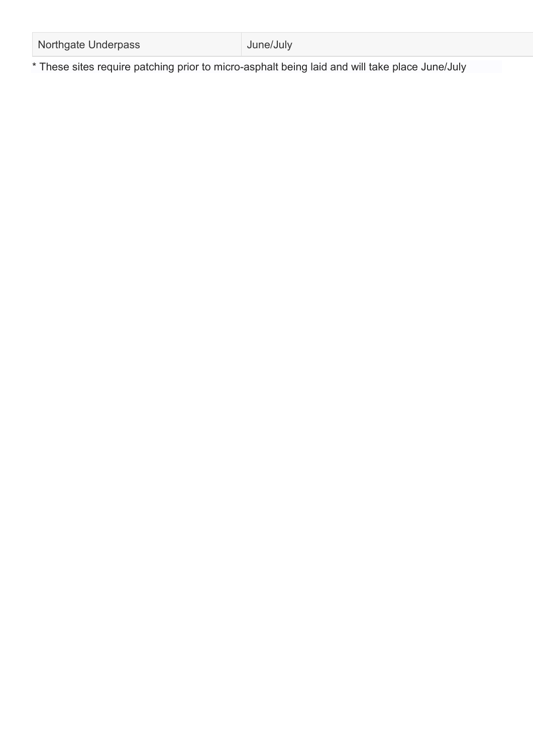| | |
|---|---|
| Northgate Underpass | June/July |

* These sites require patching prior to micro-asphalt being laid and will take place June/July